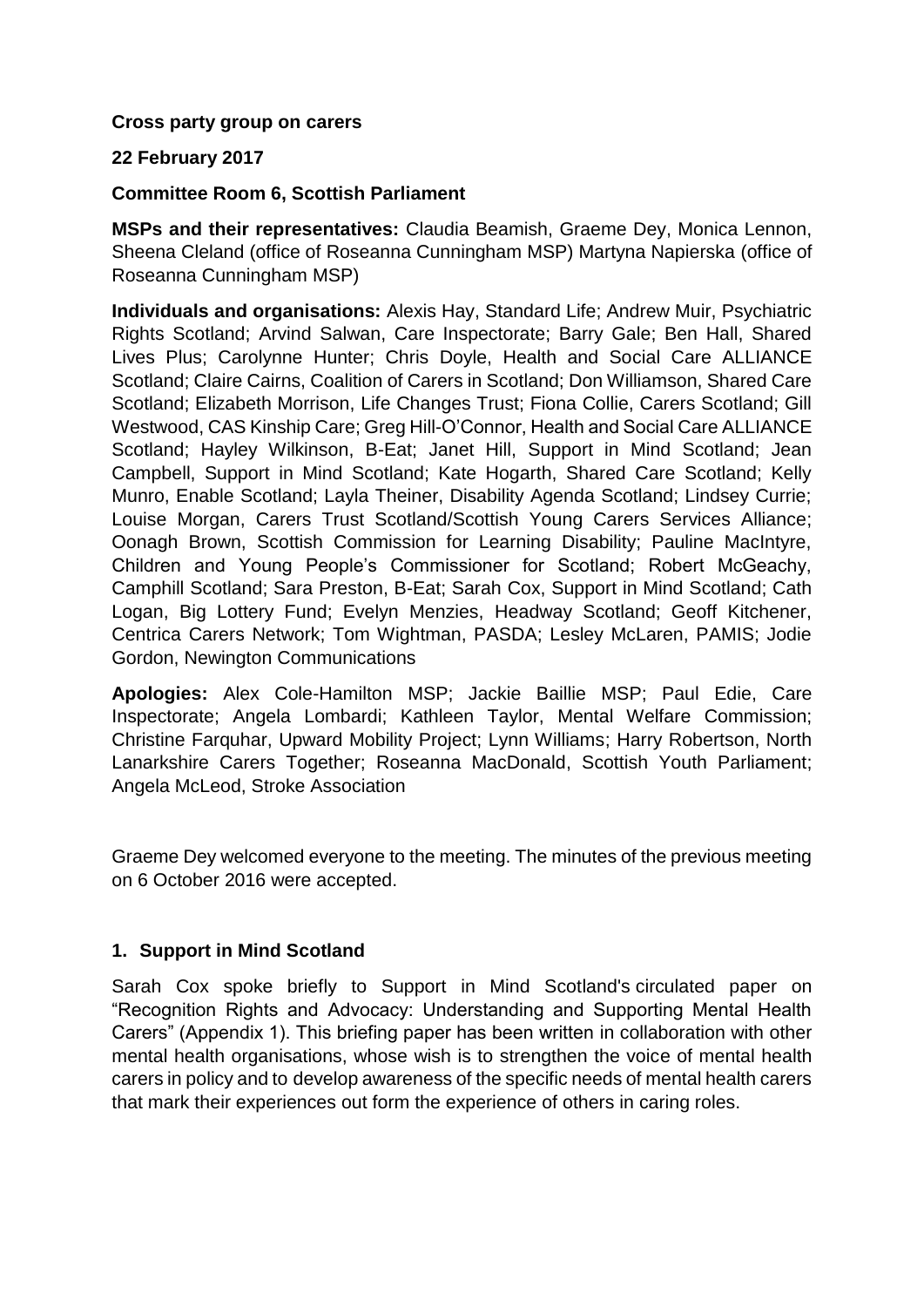**Cross party group on carers**

**22 February 2017**

**Committee Room 6, Scottish Parliament**

**MSPs and their representatives:** Claudia Beamish, Graeme Dey, Monica Lennon, Sheena Cleland (office of Roseanna Cunningham MSP) Martyna Napierska (office of Roseanna Cunningham MSP)

**Individuals and organisations:** Alexis Hay, Standard Life; Andrew Muir, Psychiatric Rights Scotland; Arvind Salwan, Care Inspectorate; Barry Gale; Ben Hall, Shared Lives Plus; Carolynne Hunter; Chris Doyle, Health and Social Care ALLIANCE Scotland; Claire Cairns, Coalition of Carers in Scotland; Don Williamson, Shared Care Scotland; Elizabeth Morrison, Life Changes Trust; Fiona Collie, Carers Scotland; Gill Westwood, CAS Kinship Care; Greg Hill-O'Connor, Health and Social Care ALLIANCE Scotland; Hayley Wilkinson, B-Eat; Janet Hill, Support in Mind Scotland; Jean Campbell, Support in Mind Scotland; Kate Hogarth, Shared Care Scotland; Kelly Munro, Enable Scotland; Layla Theiner, Disability Agenda Scotland; Lindsey Currie; Louise Morgan, Carers Trust Scotland/Scottish Young Carers Services Alliance; Oonagh Brown, Scottish Commission for Learning Disability; Pauline MacIntyre, Children and Young People's Commissioner for Scotland; Robert McGeachy, Camphill Scotland; Sara Preston, B-Eat; Sarah Cox, Support in Mind Scotland; Cath Logan, Big Lottery Fund; Evelyn Menzies, Headway Scotland; Geoff Kitchener, Centrica Carers Network; Tom Wightman, PASDA; Lesley McLaren, PAMIS; Jodie Gordon, Newington Communications

**Apologies:** Alex Cole-Hamilton MSP; Jackie Baillie MSP; Paul Edie, Care Inspectorate; Angela Lombardi; Kathleen Taylor, Mental Welfare Commission; Christine Farquhar, Upward Mobility Project; Lynn Williams; Harry Robertson, North Lanarkshire Carers Together; Roseanna MacDonald, Scottish Youth Parliament; Angela McLeod, Stroke Association

Graeme Dey welcomed everyone to the meeting. The minutes of the previous meeting on 6 October 2016 were accepted.

## 1. Support in Mind Scotland

Sarah Cox spoke briefly to Support in Mind Scotland's circulated paper on "Recognition Rights and Advocacy: Understanding and Supporting Mental Health Carers" (Appendix 1). This briefing paper has been written in collaboration with other mental health organisations, whose wish is to strengthen the voice of mental health carers in policy and to develop awareness of the specific needs of mental health carers that mark their experiences out form the experience of others in caring roles.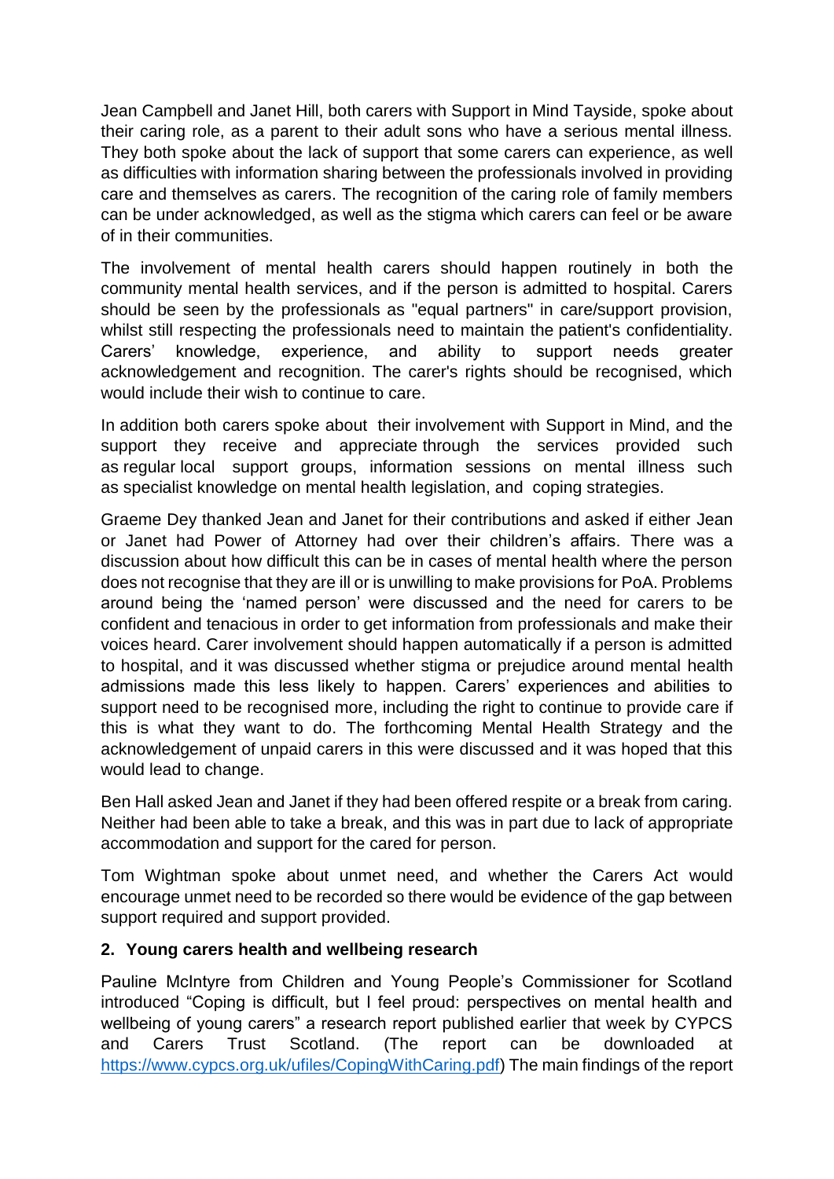Jean Campbell and Janet Hill, both carers with Support in Mind Tayside, spoke about their caring role, as a parent to their adult sons who have a serious mental illness. They both spoke about the lack of support that some carers can experience, as well as difficulties with information sharing between the professionals involved in providing care and themselves as carers. The recognition of the caring role of family members can be under acknowledged, as well as the stigma which carers can feel or be aware of in their communities.

The involvement of mental health carers should happen routinely in both the community mental health services, and if the person is admitted to hospital. Carers should be seen by the professionals as "equal partners" in care/support provision, whilst still respecting the professionals need to maintain the patient's confidentiality. Carers' knowledge, experience, and ability to support needs greater acknowledgement and recognition. The carer's rights should be recognised, which would include their wish to continue to care.

In addition both carers spoke about their involvement with Support in Mind, and the support they receive and appreciate through the services provided such as regular local support groups, information sessions on mental illness such as specialist knowledge on mental health legislation, and coping strategies.

Graeme Dey thanked Jean and Janet for their contributions and asked if either Jean or Janet had Power of Attorney had over their children's affairs. There was a discussion about how difficult this can be in cases of mental health where the person does not recognise that they are ill or is unwilling to make provisions for PoA. Problems around being the 'named person' were discussed and the need for carers to be confident and tenacious in order to get information from professionals and make their voices heard. Carer involvement should happen automatically if a person is admitted to hospital, and it was discussed whether stigma or prejudice around mental health admissions made this less likely to happen. Carers' experiences and abilities to support need to be recognised more, including the right to continue to provide care if this is what they want to do. The forthcoming Mental Health Strategy and the acknowledgement of unpaid carers in this were discussed and it was hoped that this would lead to change.

Ben Hall asked Jean and Janet if they had been offered respite or a break from caring. Neither had been able to take a break, and this was in part due to lack of appropriate accommodation and support for the cared for person.

Tom Wightman spoke about unmet need, and whether the Carers Act would encourage unmet need to be recorded so there would be evidence of the gap between support required and support provided.

## 2. Young carers health and wellbeing research

Pauline McIntyre from Children and Young People's Commissioner for Scotland introduced "Coping is difficult, but I feel proud: perspectives on mental health and wellbeing of young carers" a research report published earlier that week by CYPCS and Carers Trust Scotland. (The report can be downloaded at https://www.cypcs.org.uk/ufiles/CopingWithCaring.pdf) The main findings of the report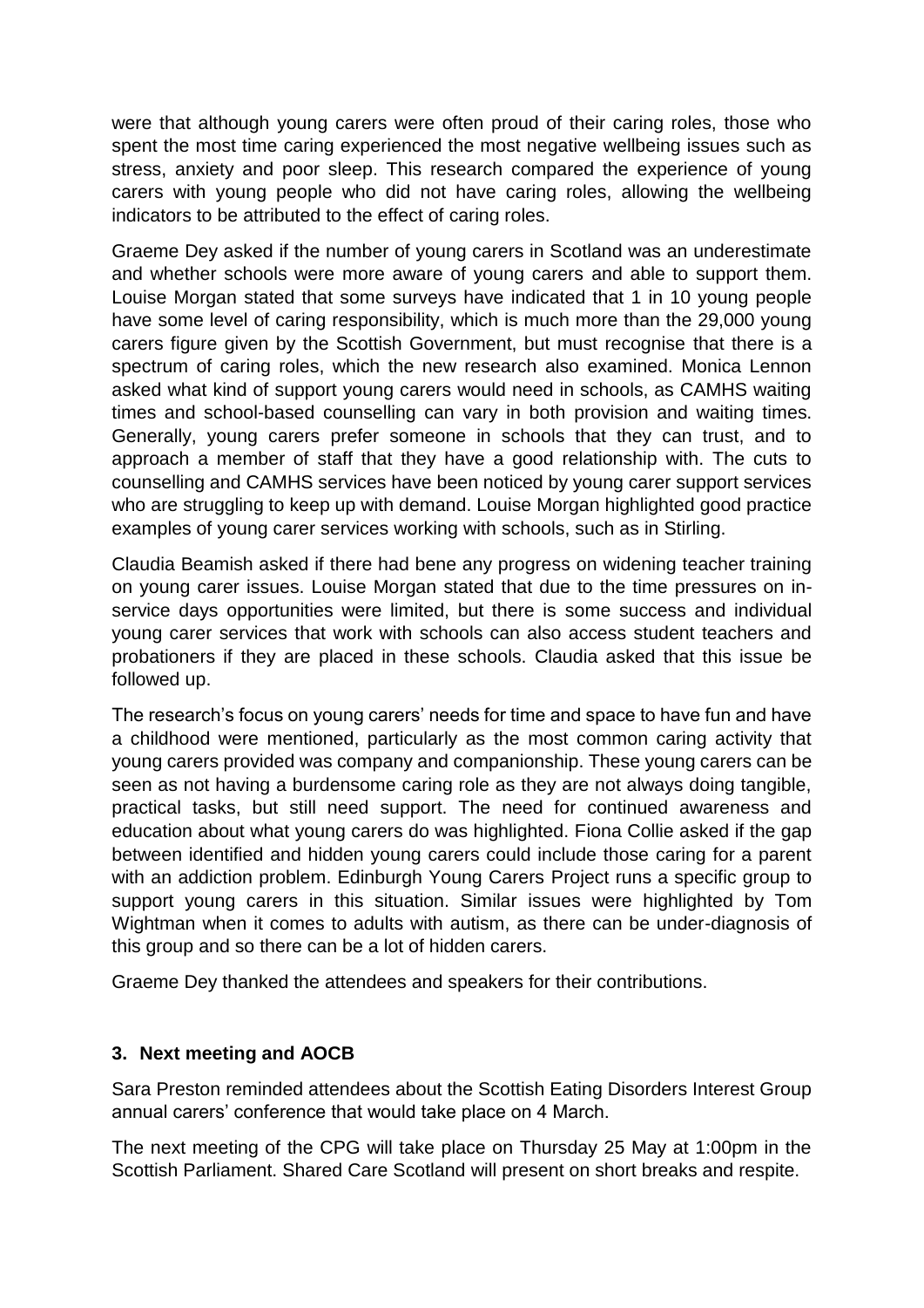were that although young carers were often proud of their caring roles, those who spent the most time caring experienced the most negative wellbeing issues such as stress, anxiety and poor sleep. This research compared the experience of young carers with young people who did not have caring roles, allowing the wellbeing indicators to be attributed to the effect of caring roles.

Graeme Dey asked if the number of young carers in Scotland was an underestimate and whether schools were more aware of young carers and able to support them. Louise Morgan stated that some surveys have indicated that 1 in 10 young people have some level of caring responsibility, which is much more than the 29,000 young carers figure given by the Scottish Government, but must recognise that there is a spectrum of caring roles, which the new research also examined. Monica Lennon asked what kind of support young carers would need in schools, as CAMHS waiting times and school-based counselling can vary in both provision and waiting times. Generally, young carers prefer someone in schools that they can trust, and to approach a member of staff that they have a good relationship with. The cuts to counselling and CAMHS services have been noticed by young carer support services who are struggling to keep up with demand. Louise Morgan highlighted good practice examples of young carer services working with schools, such as in Stirling.

Claudia Beamish asked if there had bene any progress on widening teacher training on young carer issues. Louise Morgan stated that due to the time pressures on in-service days opportunities were limited, but there is some success and individual young carer services that work with schools can also access student teachers and probationers if they are placed in these schools. Claudia asked that this issue be followed up.

The research's focus on young carers' needs for time and space to have fun and have a childhood were mentioned, particularly as the most common caring activity that young carers provided was company and companionship. These young carers can be seen as not having a burdensome caring role as they are not always doing tangible, practical tasks, but still need support. The need for continued awareness and education about what young carers do was highlighted. Fiona Collie asked if the gap between identified and hidden young carers could include those caring for a parent with an addiction problem. Edinburgh Young Carers Project runs a specific group to support young carers in this situation. Similar issues were highlighted by Tom Wightman when it comes to adults with autism, as there can be under-diagnosis of this group and so there can be a lot of hidden carers.

Graeme Dey thanked the attendees and speakers for their contributions.

## 3. Next meeting and AOCB

Sara Preston reminded attendees about the Scottish Eating Disorders Interest Group annual carers' conference that would take place on 4 March.

The next meeting of the CPG will take place on Thursday 25 May at 1:00pm in the Scottish Parliament. Shared Care Scotland will present on short breaks and respite.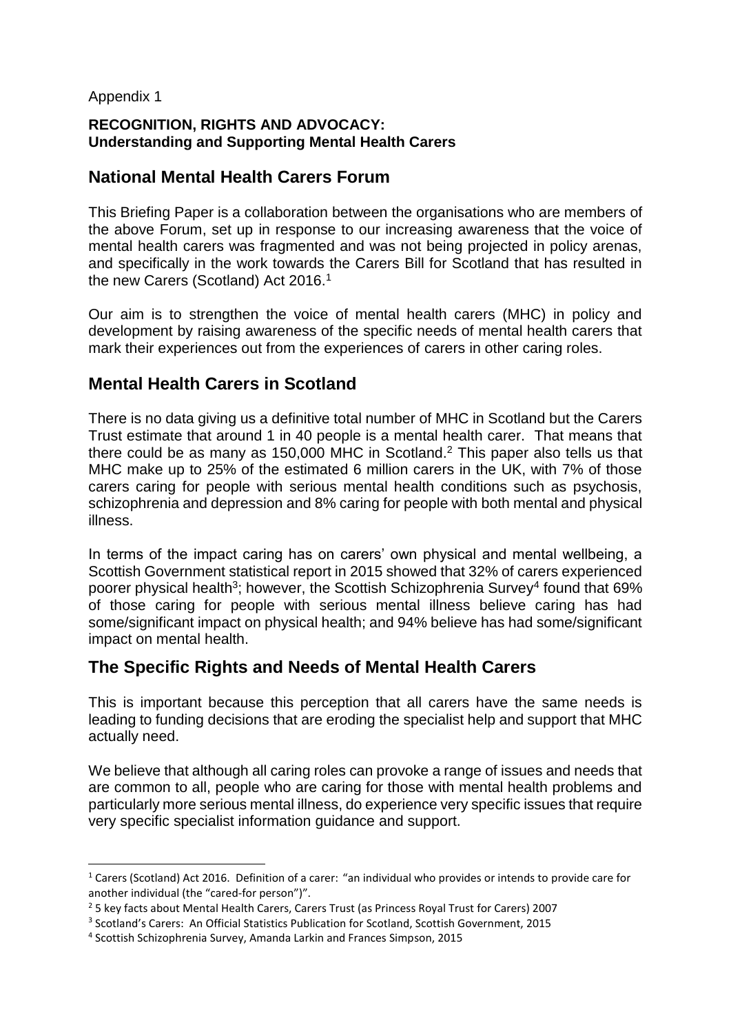Appendix 1

**RECOGNITION, RIGHTS AND ADVOCACY:**
**Understanding and Supporting Mental Health Carers**

## National Mental Health Carers Forum

This Briefing Paper is a collaboration between the organisations who are members of the above Forum, set up in response to our increasing awareness that the voice of mental health carers was fragmented and was not being projected in policy arenas, and specifically in the work towards the Carers Bill for Scotland that has resulted in the new Carers (Scotland) Act 2016.[1]

Our aim is to strengthen the voice of mental health carers (MHC) in policy and development by raising awareness of the specific needs of mental health carers that mark their experiences out from the experiences of carers in other caring roles.

## Mental Health Carers in Scotland

There is no data giving us a definitive total number of MHC in Scotland but the Carers Trust estimate that around 1 in 40 people is a mental health carer. That means that there could be as many as 150,000 MHC in Scotland.[2] This paper also tells us that MHC make up to 25% of the estimated 6 million carers in the UK, with 7% of those carers caring for people with serious mental health conditions such as psychosis, schizophrenia and depression and 8% caring for people with both mental and physical illness.

In terms of the impact caring has on carers' own physical and mental wellbeing, a Scottish Government statistical report in 2015 showed that 32% of carers experienced poorer physical health[3]; however, the Scottish Schizophrenia Survey[4] found that 69% of those caring for people with serious mental illness believe caring has had some/significant impact on physical health; and 94% believe has had some/significant impact on mental health.

## The Specific Rights and Needs of Mental Health Carers

This is important because this perception that all carers have the same needs is leading to funding decisions that are eroding the specialist help and support that MHC actually need.

We believe that although all caring roles can provoke a range of issues and needs that are common to all, people who are caring for those with mental health problems and particularly more serious mental illness, do experience very specific issues that require very specific specialist information guidance and support.

---

[1] Carers (Scotland) Act 2016. Definition of a carer: "an individual who provides or intends to provide care for another individual (the "cared-for person")".

[2] 5 key facts about Mental Health Carers, Carers Trust (as Princess Royal Trust for Carers) 2007

[3] Scotland's Carers: An Official Statistics Publication for Scotland, Scottish Government, 2015

[4] Scottish Schizophrenia Survey, Amanda Larkin and Frances Simpson, 2015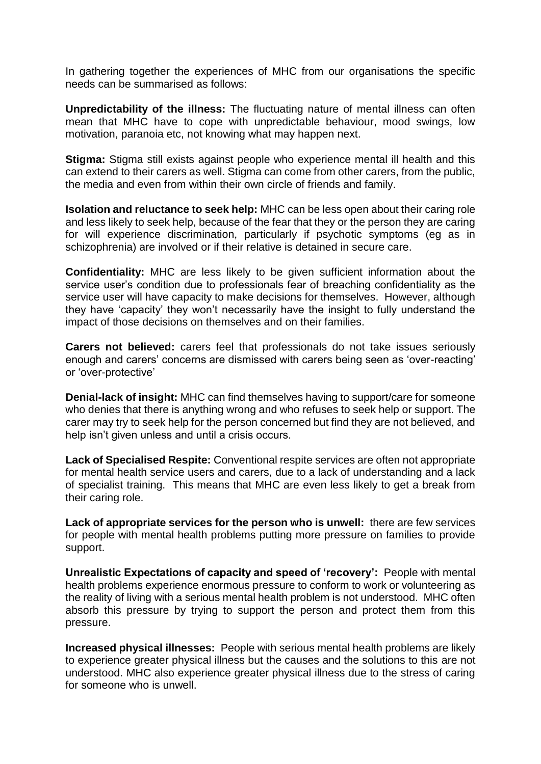In gathering together the experiences of MHC from our organisations the specific needs can be summarised as follows:

**Unpredictability of the illness:** The fluctuating nature of mental illness can often mean that MHC have to cope with unpredictable behaviour, mood swings, low motivation, paranoia etc, not knowing what may happen next.

**Stigma:** Stigma still exists against people who experience mental ill health and this can extend to their carers as well. Stigma can come from other carers, from the public, the media and even from within their own circle of friends and family.

**Isolation and reluctance to seek help:** MHC can be less open about their caring role and less likely to seek help, because of the fear that they or the person they are caring for will experience discrimination, particularly if psychotic symptoms (eg as in schizophrenia) are involved or if their relative is detained in secure care.

**Confidentiality:** MHC are less likely to be given sufficient information about the service user's condition due to professionals fear of breaching confidentiality as the service user will have capacity to make decisions for themselves. However, although they have 'capacity' they won't necessarily have the insight to fully understand the impact of those decisions on themselves and on their families.

**Carers not believed:** carers feel that professionals do not take issues seriously enough and carers' concerns are dismissed with carers being seen as 'over-reacting' or 'over-protective'

**Denial-lack of insight:** MHC can find themselves having to support/care for someone who denies that there is anything wrong and who refuses to seek help or support. The carer may try to seek help for the person concerned but find they are not believed, and help isn't given unless and until a crisis occurs.

**Lack of Specialised Respite:** Conventional respite services are often not appropriate for mental health service users and carers, due to a lack of understanding and a lack of specialist training. This means that MHC are even less likely to get a break from their caring role.

**Lack of appropriate services for the person who is unwell:** there are few services for people with mental health problems putting more pressure on families to provide support.

**Unrealistic Expectations of capacity and speed of 'recovery':** People with mental health problems experience enormous pressure to conform to work or volunteering as the reality of living with a serious mental health problem is not understood. MHC often absorb this pressure by trying to support the person and protect them from this pressure.

**Increased physical illnesses:** People with serious mental health problems are likely to experience greater physical illness but the causes and the solutions to this are not understood. MHC also experience greater physical illness due to the stress of caring for someone who is unwell.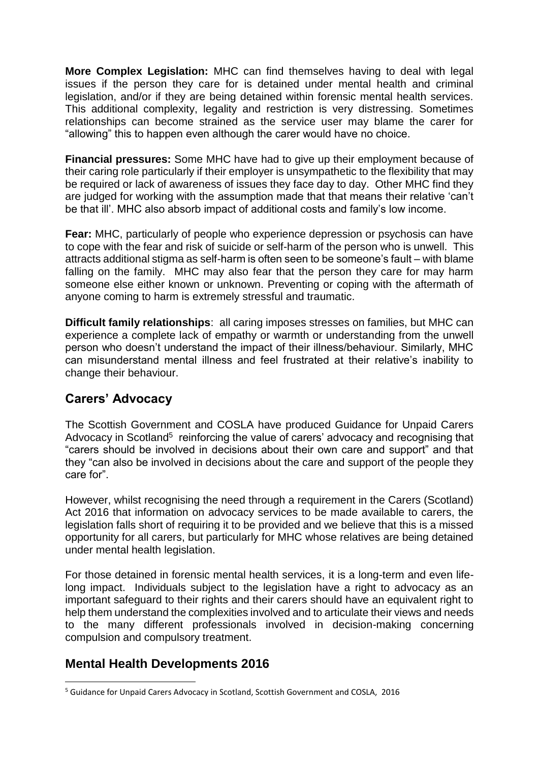**More Complex Legislation:** MHC can find themselves having to deal with legal issues if the person they care for is detained under mental health and criminal legislation, and/or if they are being detained within forensic mental health services. This additional complexity, legality and restriction is very distressing. Sometimes relationships can become strained as the service user may blame the carer for "allowing" this to happen even although the carer would have no choice.

**Financial pressures:** Some MHC have had to give up their employment because of their caring role particularly if their employer is unsympathetic to the flexibility that may be required or lack of awareness of issues they face day to day. Other MHC find they are judged for working with the assumption made that that means their relative 'can't be that ill'. MHC also absorb impact of additional costs and family's low income.

**Fear:** MHC, particularly of people who experience depression or psychosis can have to cope with the fear and risk of suicide or self-harm of the person who is unwell. This attracts additional stigma as self-harm is often seen to be someone's fault – with blame falling on the family. MHC may also fear that the person they care for may harm someone else either known or unknown. Preventing or coping with the aftermath of anyone coming to harm is extremely stressful and traumatic.

**Difficult family relationships**: all caring imposes stresses on families, but MHC can experience a complete lack of empathy or warmth or understanding from the unwell person who doesn't understand the impact of their illness/behaviour. Similarly, MHC can misunderstand mental illness and feel frustrated at their relative's inability to change their behaviour.

## Carers' Advocacy

The Scottish Government and COSLA have produced Guidance for Unpaid Carers Advocacy in Scotland[5] reinforcing the value of carers' advocacy and recognising that "carers should be involved in decisions about their own care and support" and that they "can also be involved in decisions about the care and support of the people they care for".

However, whilst recognising the need through a requirement in the Carers (Scotland) Act 2016 that information on advocacy services to be made available to carers, the legislation falls short of requiring it to be provided and we believe that this is a missed opportunity for all carers, but particularly for MHC whose relatives are being detained under mental health legislation.

For those detained in forensic mental health services, it is a long-term and even life-long impact. Individuals subject to the legislation have a right to advocacy as an important safeguard to their rights and their carers should have an equivalent right to help them understand the complexities involved and to articulate their views and needs to the many different professionals involved in decision-making concerning compulsion and compulsory treatment.

## Mental Health Developments 2016

[5] Guidance for Unpaid Carers Advocacy in Scotland, Scottish Government and COSLA, 2016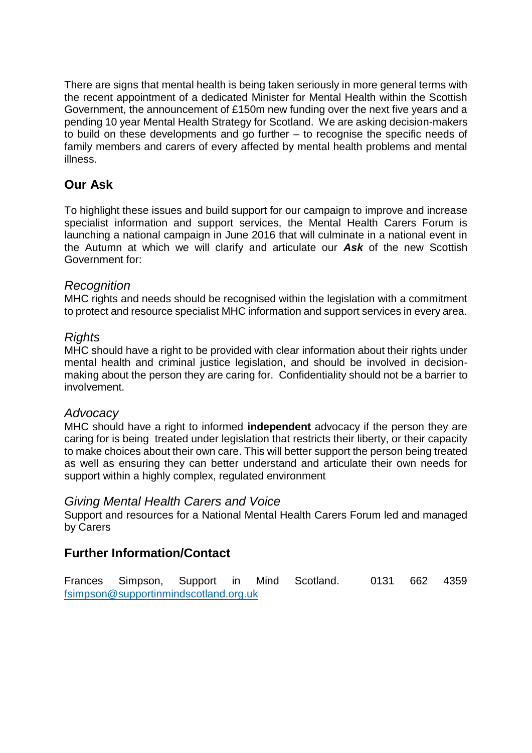There are signs that mental health is being taken seriously in more general terms with the recent appointment of a dedicated Minister for Mental Health within the Scottish Government, the announcement of £150m new funding over the next five years and a pending 10 year Mental Health Strategy for Scotland. We are asking decision-makers to build on these developments and go further – to recognise the specific needs of family members and carers of every affected by mental health problems and mental illness.

## Our Ask

To highlight these issues and build support for our campaign to improve and increase specialist information and support services, the Mental Health Carers Forum is launching a national campaign in June 2016 that will culminate in a national event in the Autumn at which we will clarify and articulate our ***Ask*** of the new Scottish Government for:

### *Recognition*

MHC rights and needs should be recognised within the legislation with a commitment to protect and resource specialist MHC information and support services in every area.

### *Rights*

MHC should have a right to be provided with clear information about their rights under mental health and criminal justice legislation, and should be involved in decision-making about the person they are caring for. Confidentiality should not be a barrier to involvement.

### *Advocacy*

MHC should have a right to informed **independent** advocacy if the person they are caring for is being treated under legislation that restricts their liberty, or their capacity to make choices about their own care. This will better support the person being treated as well as ensuring they can better understand and articulate their own needs for support within a highly complex, regulated environment

### *Giving Mental Health Carers and Voice*

Support and resources for a National Mental Health Carers Forum led and managed by Carers

## Further Information/Contact

Frances Simpson, Support in Mind Scotland. 0131 662 4359 fsimpson@supportinmindscotland.org.uk